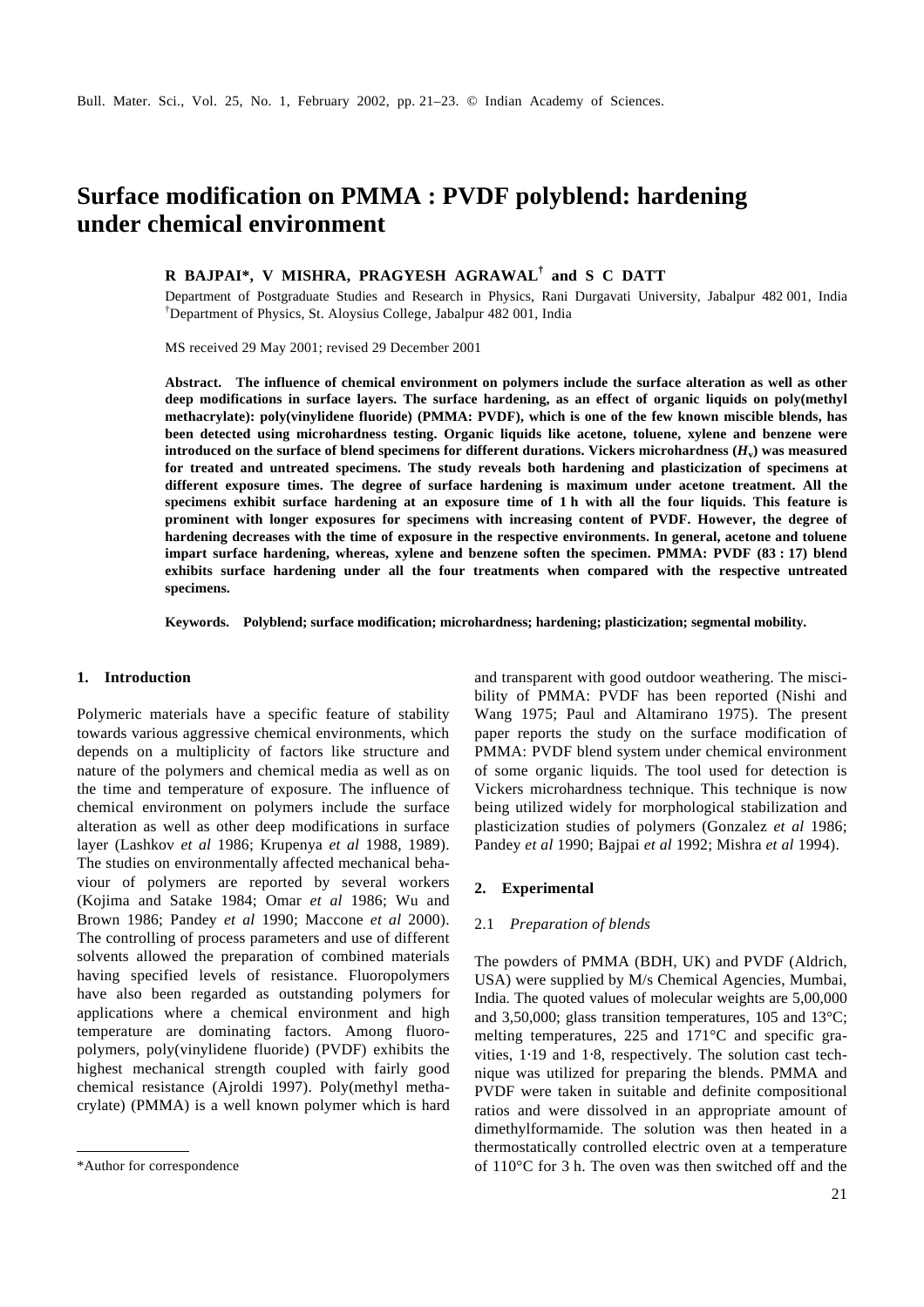# Surface modification on PMMA : PVDF polyblend: hardening under chemical environment

**R BAJPAI\*, V MISHRA, PRAGYESH AGRAWAL[†] and S C DATT**

Department of Postgraduate Studies and Research in Physics, Rani Durgavati University, Jabalpur 482 001, India
[†]Department of Physics, St. Aloysius College, Jabalpur 482 001, India

MS received 29 May 2001; revised 29 December 2001

**Abstract.** **The influence of chemical environment on polymers include the surface alteration as well as other deep modifications in surface layers. The surface hardening, as an effect of organic liquids on poly(methyl methacrylate): poly(vinylidene fluoride) (PMMA: PVDF), which is one of the few known miscible blends, has been detected using microhardness testing. Organic liquids like acetone, toluene, xylene and benzene were introduced on the surface of blend specimens for different durations. Vickers microhardness ($H_v$) was measured for treated and untreated specimens. The study reveals both hardening and plasticization of specimens at different exposure times. The degree of surface hardening is maximum under acetone treatment. All the specimens exhibit surface hardening at an exposure time of 1 h with all the four liquids. This feature is prominent with longer exposures for specimens with increasing content of PVDF. However, the degree of hardening decreases with the time of exposure in the respective environments. In general, acetone and toluene impart surface hardening, whereas, xylene and benzene soften the specimen. PMMA: PVDF (83 : 17) blend exhibits surface hardening under all the four treatments when compared with the respective untreated specimens.**

**Keywords.** **Polyblend; surface modification; microhardness; hardening; plasticization; segmental mobility.**

## 1. Introduction

Polymeric materials have a specific feature of stability towards various aggressive chemical environments, which depends on a multiplicity of factors like structure and nature of the polymers and chemical media as well as on the time and temperature of exposure. The influence of chemical environment on polymers include the surface alteration as well as other deep modifications in surface layer (Lashkov *et al* 1986; Krupenya *et al* 1988, 1989). The studies on environmentally affected mechanical behaviour of polymers are reported by several workers (Kojima and Satake 1984; Omar *et al* 1986; Wu and Brown 1986; Pandey *et al* 1990; Maccone *et al* 2000). The controlling of process parameters and use of different solvents allowed the preparation of combined materials having specified levels of resistance. Fluoropolymers have also been regarded as outstanding polymers for applications where a chemical environment and high temperature are dominating factors. Among fluoropolymers, poly(vinylidene fluoride) (PVDF) exhibits the highest mechanical strength coupled with fairly good chemical resistance (Ajroldi 1997). Poly(methyl methacrylate) (PMMA) is a well known polymer which is hard and transparent with good outdoor weathering. The miscibility of PMMA: PVDF has been reported (Nishi and Wang 1975; Paul and Altamirano 1975). The present paper reports the study on the surface modification of PMMA: PVDF blend system under chemical environment of some organic liquids. The tool used for detection is Vickers microhardness technique. This technique is now being utilized widely for morphological stabilization and plasticization studies of polymers (Gonzalez *et al* 1986; Pandey *et al* 1990; Bajpai *et al* 1992; Mishra *et al* 1994).

\*Author for correspondence

## 2. Experimental

### 2.1 *Preparation of blends*

The powders of PMMA (BDH, UK) and PVDF (Aldrich, USA) were supplied by M/s Chemical Agencies, Mumbai, India. The quoted values of molecular weights are 5,00,000 and 3,50,000; glass transition temperatures, 105 and 13°C; melting temperatures, 225 and 171°C and specific gravities, 1·19 and 1·8, respectively. The solution cast technique was utilized for preparing the blends. PMMA and PVDF were taken in suitable and definite compositional ratios and were dissolved in an appropriate amount of dimethylformamide. The solution was then heated in a thermostatically controlled electric oven at a temperature of 110°C for 3 h. The oven was then switched off and the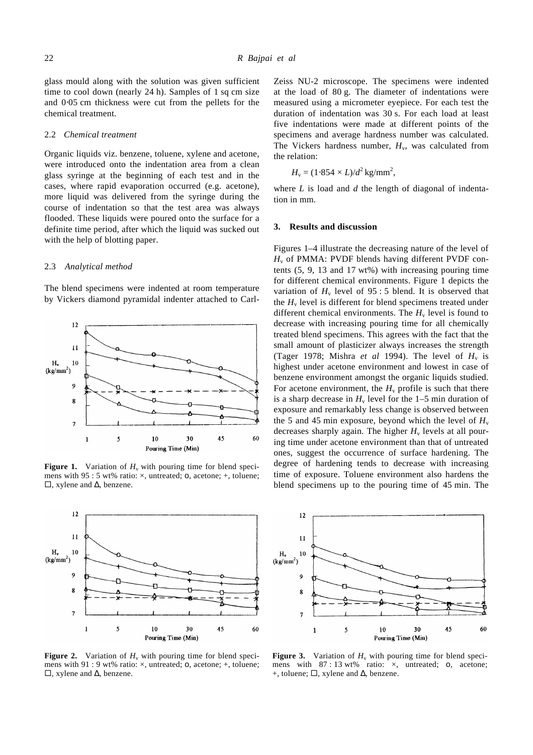glass mould along with the solution was given sufficient time to cool down (nearly 24 h). Samples of 1 sq cm size and 0·05 cm thickness were cut from the pellets for the chemical treatment.

### 2.2 *Chemical treatment*

Organic liquids viz. benzene, toluene, xylene and acetone, were introduced onto the indentation area from a clean glass syringe at the beginning of each test and in the cases, where rapid evaporation occurred (e.g. acetone), more liquid was delivered from the syringe during the course of indentation so that the test area was always flooded. These liquids were poured onto the surface for a definite time period, after which the liquid was sucked out with the help of blotting paper.

### 2.3 *Analytical method*

The blend specimens were indented at room temperature by Vickers diamond pyramidal indenter attached to Carl-Zeiss NU-2 microscope. The specimens were indented at the load of 80 g. The diameter of indentations were measured using a micrometer eyepiece. For each test the duration of indentation was 30 s. For each load at least five indentations were made at different points of the specimens and average hardness number was calculated. The Vickers hardness number, $H_v$, was calculated from the relation:

$$H_v = (1{\cdot}854 \times L)/d^2 \text{ kg/mm}^2,$$

where $L$ is load and $d$ the length of diagonal of indentation in mm.

**Figure 1.** Variation of $H_v$ with pouring time for blend specimens with 95 : 5 wt% ratio: ×, untreated; o, acetone; +, toluene; □, xylene and Δ, benzene.

## 3. Results and discussion

Figures 1–4 illustrate the decreasing nature of the level of $H_v$ of PMMA: PVDF blends having different PVDF contents (5, 9, 13 and 17 wt%) with increasing pouring time for different chemical environments. Figure 1 depicts the variation of $H_v$ level of 95 : 5 blend. It is observed that the $H_v$ level is different for blend specimens treated under different chemical environments. The $H_v$ level is found to decrease with increasing pouring time for all chemically treated blend specimens. This agrees with the fact that the small amount of plasticizer always increases the strength (Tager 1978; Mishra *et al* 1994). The level of $H_v$ is highest under acetone environment and lowest in case of benzene environment amongst the organic liquids studied. For acetone environment, the $H_v$ profile is such that there is a sharp decrease in $H_v$ level for the 1–5 min duration of exposure and remarkably less change is observed between the 5 and 45 min exposure, beyond which the level of $H_v$ decreases sharply again. The higher $H_v$ levels at all pouring time under acetone environment than that of untreated ones, suggest the occurrence of surface hardening. The degree of hardening tends to decrease with increasing time of exposure. Toluene environment also hardens the blend specimens up to the pouring time of 45 min. The

**Figure 2.** Variation of $H_v$ with pouring time for blend specimens with 91 : 9 wt% ratio: ×, untreated; o, acetone; +, toluene; □, xylene and Δ, benzene.

**Figure 3.** Variation of $H_v$ with pouring time for blend specimens with 87 : 13 wt% ratio: ×, untreated; o, acetone; +, toluene; □, xylene and Δ, benzene.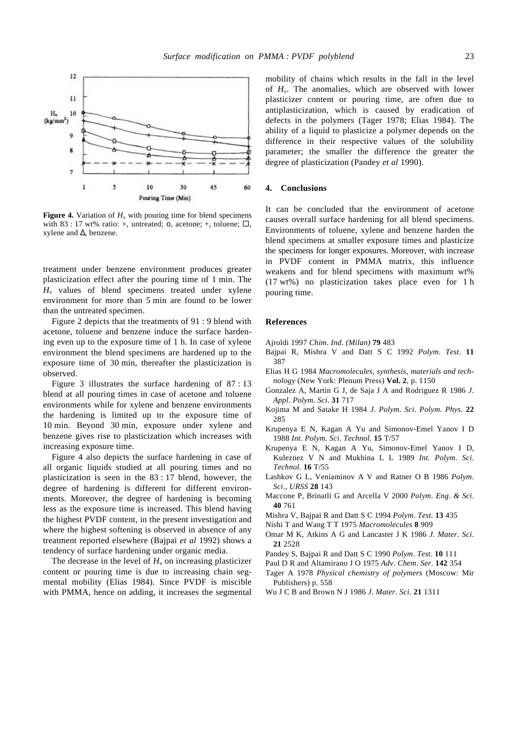12

11

$H_v$ (kg/mm²)

10

9

8

7

1 5 10 30 45 60

Pouring Time (Min)

**Figure 4.** Variation of $H_v$ with pouring time for blend specimens with 83 : 17 wt% ratio: ×, untreated; o, acetone; +, toluene; □, xylene and Δ, benzene.

treatment under benzene environment produces greater plasticization effect after the pouring time of 1 min. The $H_v$ values of blend specimens treated under xylene environment for more than 5 min are found to be lower than the untreated specimen.

Figure 2 depicts that the treatments of 91 : 9 blend with acetone, toluene and benzene induce the surface hardening even up to the exposure time of 1 h. In case of xylene environment the blend specimens are hardened up to the exposure time of 30 min, thereafter the plasticization is observed.

Figure 3 illustrates the surface hardening of 87 : 13 blend at all pouring times in case of acetone and toluene environments while for xylene and benzene environments the hardening is limited up to the exposure time of 10 min. Beyond 30 min, exposure under xylene and benzene gives rise to plasticization which increases with increasing exposure time.

Figure 4 also depicts the surface hardening in case of all organic liquids studied at all pouring times and no plasticization is seen in the 83 : 17 blend, however, the degree of hardening is different for different environments. Moreover, the degree of hardening is becoming less as the exposure time is increased. This blend having the highest PVDF content, in the present investigation and where the highest softening is observed in absence of any treatment reported elsewhere (Bajpai *et al* 1992) shows a tendency of surface hardening under organic media.

The decrease in the level of $H_v$ on increasing plasticizer content or pouring time is due to increasing chain segmental mobility (Elias 1984). Since PVDF is miscible with PMMA, hence on adding, it increases the segmental mobility of chains which results in the fall in the level of $H_v$. The anomalies, which are observed with lower plasticizer content or pouring time, are often due to antiplasticization, which is caused by eradication of defects in the polymers (Tager 1978; Elias 1984). The ability of a liquid to plasticize a polymer depends on the difference in their respective values of the solubility parameter; the smaller the difference the greater the degree of plasticization (Pandey *et al* 1990).

## 4. Conclusions

It can be concluded that the environment of acetone causes overall surface hardening for all blend specimens. Environments of toluene, xylene and benzene harden the blend specimens at smaller exposure times and plasticize the specimens for longer exposures. Moreover, with increase in PVDF content in PMMA matrix, this influence weakens and for blend specimens with maximum wt% (17 wt%) no plasticization takes place even for 1 h pouring time.

## References

Ajroldi 1997 *Chim. Ind. (Milan)* **79** 483

Bajpai R, Mishra V and Datt S C 1992 *Polym. Test.* **11** 387

Elias H G 1984 *Macromolecules, synthesis, materials and technology* (New York: Plenum Press) **Vol. 2**, p. 1150

Gonzalez A, Martin G J, de Saja J A and Rodriguez R 1986 *J. Appl. Polym. Sci.* **31** 717

Kojima M and Satake H 1984 *J. Polym. Sci. Polym. Phys.* **22** 285

Krupenya E N, Kagan A Yu and Simonov-Emel Yanov I D 1988 *Int. Polym. Sci. Technol.* **15** T/57

Krupenya E N, Kagan A Yu, Simonov-Emel Yanov I D, Kuleznev V N and Mukhina L L 1989 *Int. Polym. Sci. Technol.* **16** T/55

Lashkov G L, Veniaminov A V and Ratner O B 1986 *Polym. Sci., URSS* **28** 143

Maccone P, Brinatli G and Arcella V 2000 *Polym. Eng. & Sci.* **40** 761

Mishra V, Bajpai R and Datt S C 1994 *Polym. Test.* **13** 435

Nishi T and Wang T T 1975 *Macromolecules* **8** 909

Omar M K, Atkins A G and Lancaster J K 1986 *J. Mater. Sci.* **21** 2528

Pandey S, Bajpai R and Datt S C 1990 *Polym. Test.* **10** 111

Paul D R and Altamirano J O 1975 *Adv. Chem. Ser.* **142** 354

Tager A 1978 *Physical chemistry of polymers* (Moscow: Mir Publishers) p. 558

Wu J C B and Brown N J 1986 *J. Mater. Sci.* **21** 1311